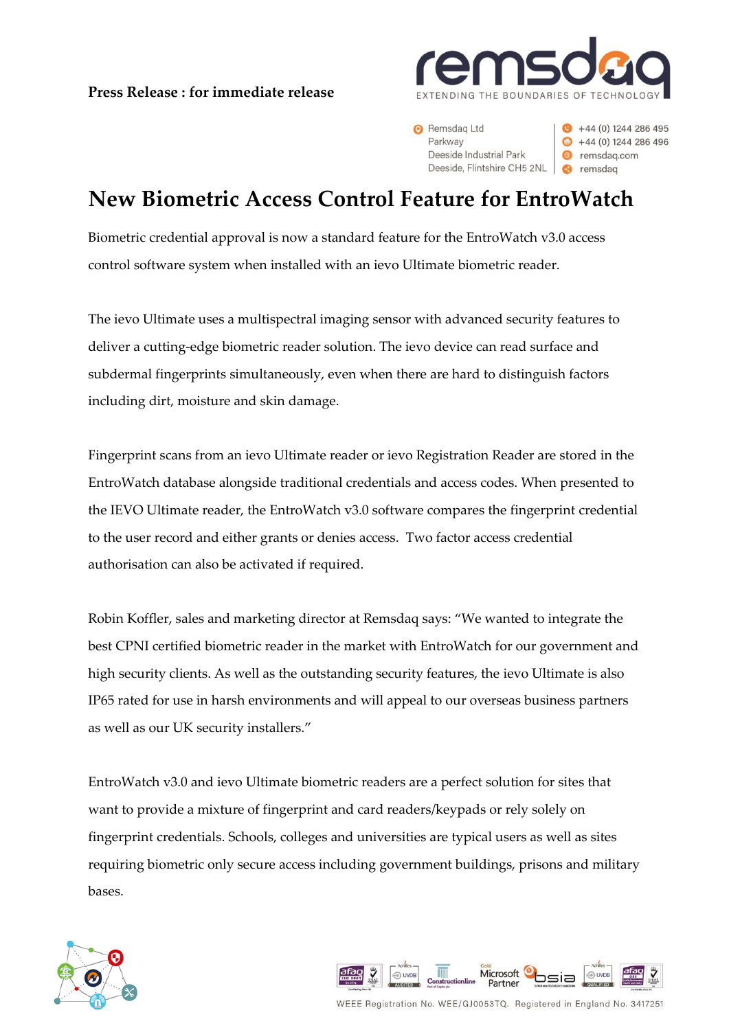**Press Release : for immediate release**

Remsdaq Ltd
Parkway
Deeside Industrial Park
Deeside, Flintshire CH5 2NL

+44 (0) 1244 286 495
+44 (0) 1244 286 496
remsdaq.com
remsdaq

# New Biometric Access Control Feature for EntroWatch

Biometric credential approval is now a standard feature for the EntroWatch v3.0 access control software system when installed with an ievo Ultimate biometric reader.

The ievo Ultimate uses a multispectral imaging sensor with advanced security features to deliver a cutting-edge biometric reader solution. The ievo device can read surface and subdermal fingerprints simultaneously, even when there are hard to distinguish factors including dirt, moisture and skin damage.

Fingerprint scans from an ievo Ultimate reader or ievo Registration Reader are stored in the EntroWatch database alongside traditional credentials and access codes. When presented to the IEVO Ultimate reader, the EntroWatch v3.0 software compares the fingerprint credential to the user record and either grants or denies access. Two factor access credential authorisation can also be activated if required.

Robin Koffler, sales and marketing director at Remsdaq says: "We wanted to integrate the best CPNI certified biometric reader in the market with EntroWatch for our government and high security clients. As well as the outstanding security features, the ievo Ultimate is also IP65 rated for use in harsh environments and will appeal to our overseas business partners as well as our UK security installers."

EntroWatch v3.0 and ievo Ultimate biometric readers are a perfect solution for sites that want to provide a mixture of fingerprint and card readers/keypads or rely solely on fingerprint credentials. Schools, colleges and universities are typical users as well as sites requiring biometric only secure access including government buildings, prisons and military bases.

WEEE Registration No. WEE/GJ0053TQ. Registered in England No. 3417251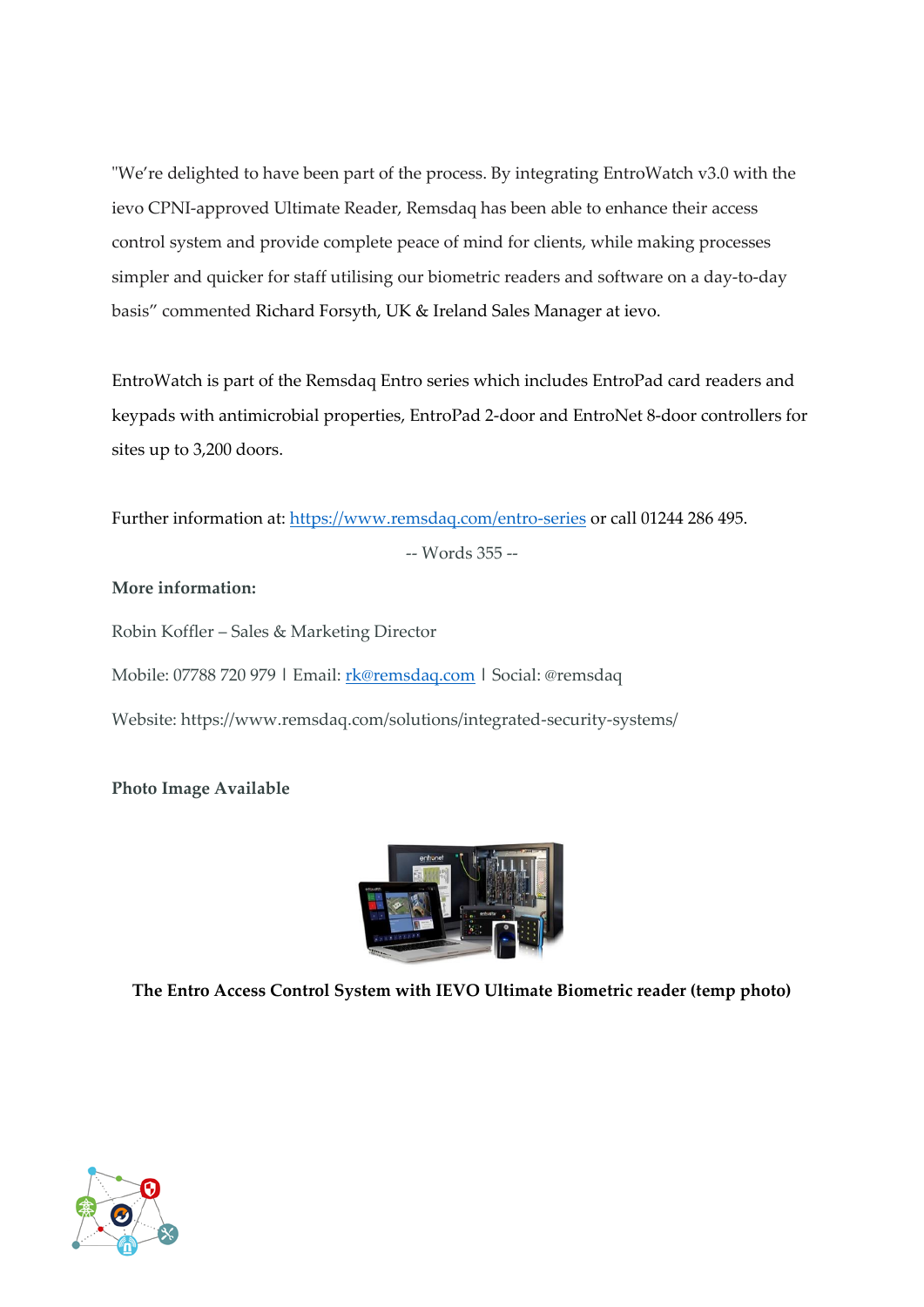"We're delighted to have been part of the process. By integrating EntroWatch v3.0 with the ievo CPNI-approved Ultimate Reader, Remsdaq has been able to enhance their access control system and provide complete peace of mind for clients, while making processes simpler and quicker for staff utilising our biometric readers and software on a day-to-day basis" commented Richard Forsyth, UK & Ireland Sales Manager at ievo.

EntroWatch is part of the Remsdaq Entro series which includes EntroPad card readers and keypads with antimicrobial properties, EntroPad 2-door and EntroNet 8-door controllers for sites up to 3,200 doors.

Further information at: https://www.remsdaq.com/entro-series or call 01244 286 495.

-- Words 355 --

**More information:**

Robin Koffler – Sales & Marketing Director

Mobile: 07788 720 979 | Email: rk@remsdaq.com | Social: @remsdaq

Website: https://www.remsdaq.com/solutions/integrated-security-systems/

**Photo Image Available**

**The Entro Access Control System with IEVO Ultimate Biometric reader (temp photo)**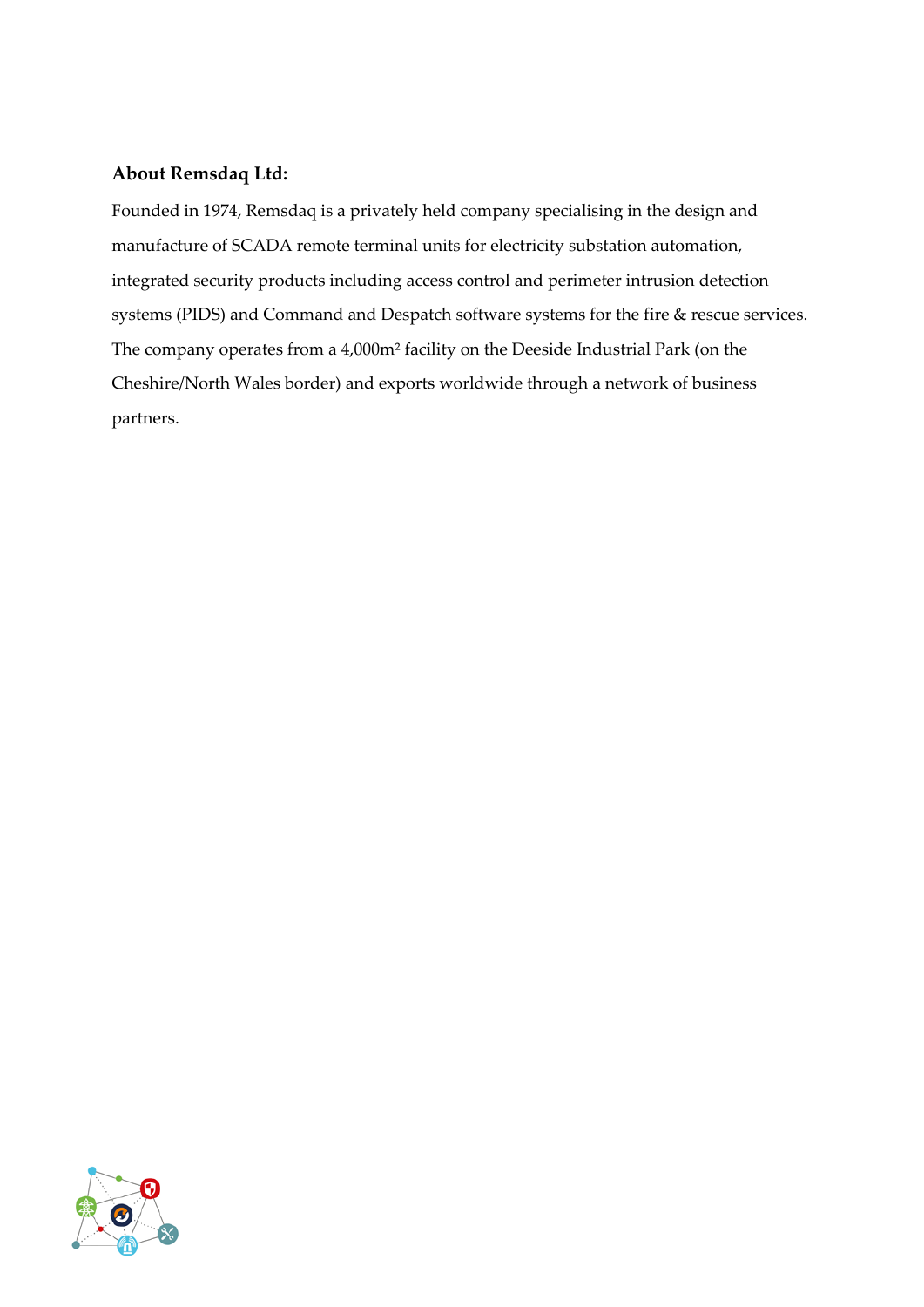**About Remsdaq Ltd:**

Founded in 1974, Remsdaq is a privately held company specialising in the design and manufacture of SCADA remote terminal units for electricity substation automation, integrated security products including access control and perimeter intrusion detection systems (PIDS) and Command and Despatch software systems for the fire & rescue services. The company operates from a 4,000m² facility on the Deeside Industrial Park (on the Cheshire/North Wales border) and exports worldwide through a network of business partners.